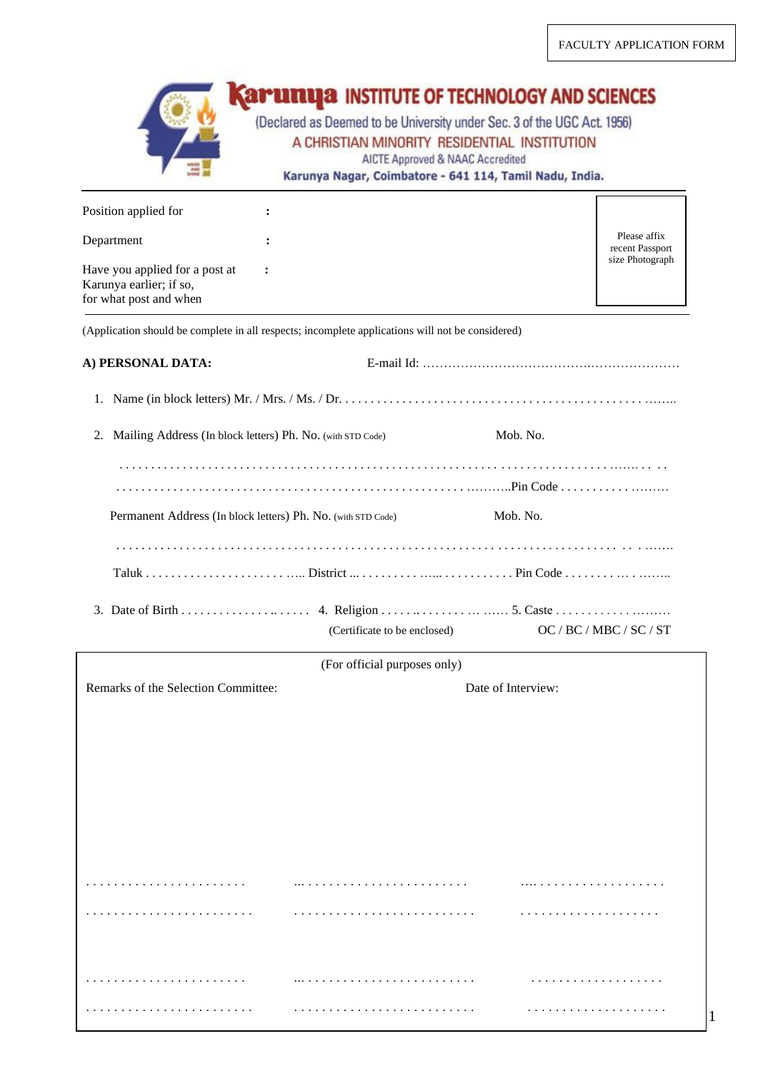FACULTY APPLICATION FORM

# Karunya INSTITUTE OF TECHNOLOGY AND SCIENCES

(Declared as Deemed to be University under Sec. 3 of the UGC Act 1956)

A CHRISTIAN MINORITY RESIDENTIAL INSTITUTION

AICTE Approved & NAAC Accredited

**Karunya Nagar, Coimbatore - 641 114, Tamil Nadu, India.**

---

Position applied for :

Department :

Have you applied for a post at Karunya earlier; if so, for what post and when :

Please affix recent Passport size Photograph

---

(Application should be complete in all respects; incomplete applications will not be considered)

**A) PERSONAL DATA:** E-mail Id: ………………………………….…………………

1. Name (in block letters) Mr. / Mrs. / Ms. / Dr. . . . . . . . . . . . . . . . . . . . . . . . . . . . . . . . . . . . . . . . . . . . . . . . . …….

2. Mailing Address (In block letters) Ph. No. (with STD Code) Mob. No.

   . . . . . . . . . . . . . . . . . . . . . . . . . . . . . . . . . . . . . . . . . . . . . . . . . . . . . . . . . . . . . . . . . . . . . . . . . . . . . . …… . . . .

   . . . . . . . . . . . . . . . . . . . . . . . . . . . . . . . . . . . . . . . . . . . . . . . . . . . . . . . . ……….Pin Code . . . . . . . . . . . ………

   Permanent Address (In block letters) Ph. No. (with STD Code) Mob. No.

   . . . . . . . . . . . . . . . . . . . . . . . . . . . . . . . . . . . . . . . . . . . . . . . . . . . . . . . . . . . . . . . . . . . . . . . . . . . . . . . . . …….

   Taluk . . . . . . . . . . . . . . . . . . . . . . ….. District ... . . . . . . . . . …... . . . . . . . . . . . Pin Code . . . . . . . . . … . ……..

3. Date of Birth . . . . . . . . . . . . . . . .. . . . . . 4. Religion . . . . . .. . . . . . . . . … …… 5. Caste . . . . . . . . . . . . ………
   (Certificate to be enclosed) OC / BC / MBC / SC / ST

---

(For official purposes only)

Remarks of the Selection Committee: Date of Interview:

. . . . . . . . . . . . . . . . . . . . . . . ... . . . . . . . . . . . . . . . . . . . . . . . …. . . . . . . . . . . . . . . . . . .

. . . . . . . . . . . . . . . . . . . . . . . . . . . . . . . . . . . . . . . . . . . . . . . . . . . . . . . . . . . . . . . . . . . . . . . . . .

. . . . . . . . . . . . . . . . . . . . . . . ... . . . . . . . . . . . . . . . . . . . . . . . . . . . . . . . . . . . . . . . . . . . .

. . . . . . . . . . . . . . . . . . . . . . . . . . . . . . . . . . . . . . . . . . . . . . . . . . . . . . . . . . . . . . . . . . . . . . . . . .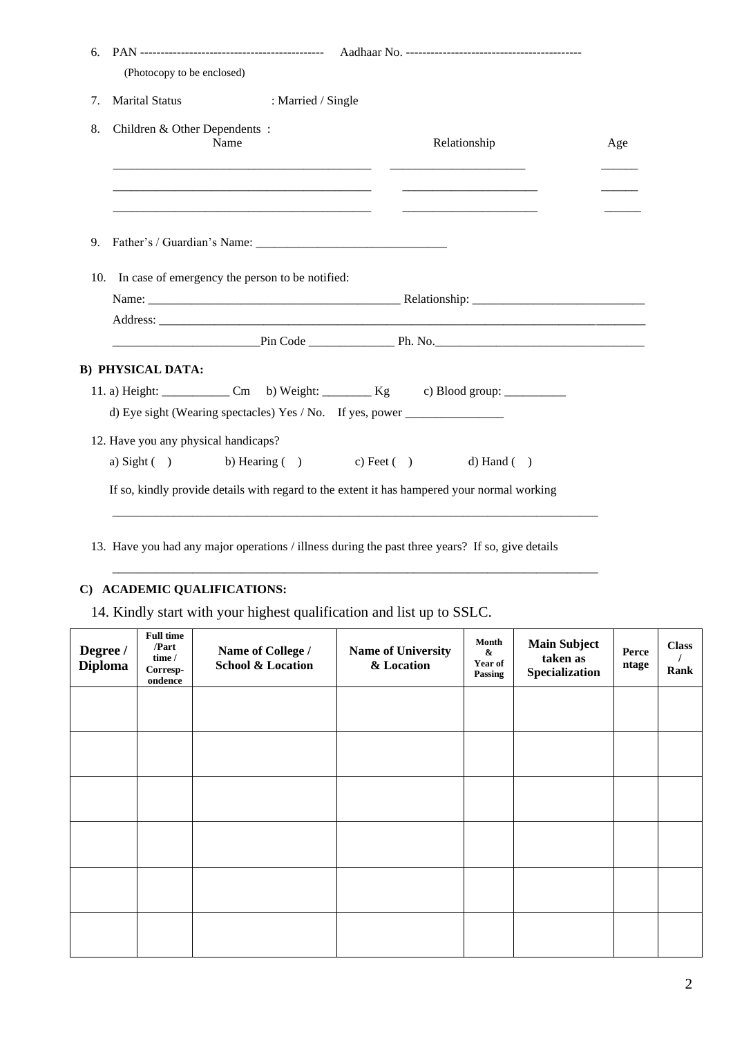6. PAN --------------------------------------------- Aadhaar No. -------------------------------------------
   (Photocopy to be enclosed)

7. Marital Status : Married / Single

8. Children & Other Dependents :

| Name | Relationship | Age |
|---|---|---|
| ___________________________________________ | ______________________ | ______ |
| ___________________________________________ | ______________________ | ______ |
| ___________________________________________ | ______________________ | ______ |

9. Father's / Guardian's Name: _______________________________

10. In case of emergency the person to be notified:
    Name: _________________________________________ Relationship: ____________________________
    Address: _________________________________________________________________________________
    ________________________Pin Code ______________ Ph. No.__________________________________

**B) PHYSICAL DATA:**

11. a) Height: ___________ Cm  b) Weight: ________ Kg  c) Blood group: __________
    d) Eye sight (Wearing spectacles) Yes / No.  If yes, power ________________

12. Have you any physical handicaps?
    a) Sight ( )  b) Hearing ( )  c) Feet ( )  d) Hand ( )

    If so, kindly provide details with regard to the extent it has hampered your normal working

    _________________________________________________________________________________

13. Have you had any major operations / illness during the past three years? If so, give details

    _________________________________________________________________________________

**C) ACADEMIC QUALIFICATIONS:**

14. Kindly start with your highest qualification and list up to SSLC.

| Degree / Diploma | Full time /Part time / Correspondence | Name of College / School & Location | Name of University & Location | Month & Year of Passing | Main Subject taken as Specialization | Percentage | Class / Rank |
|---|---|---|---|---|---|---|---|
| | | | | | | | |
| | | | | | | | |
| | | | | | | | |
| | | | | | | | |
| | | | | | | | |
| | | | | | | | |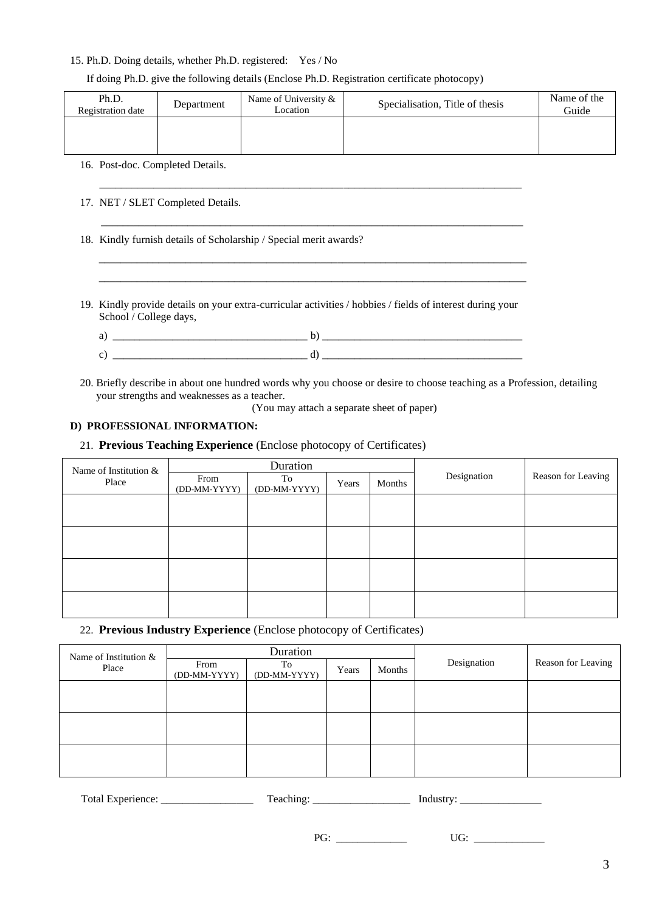15. Ph.D. Doing details, whether Ph.D. registered:   Yes / No

If doing Ph.D. give the following details (Enclose Ph.D. Registration certificate photocopy)

| Ph.D. Registration date | Department | Name of University & Location | Specialisation, Title of thesis | Name of the Guide |
|---|---|---|---|---|
| | | | | |

16. Post-doc. Completed Details.

_______________________________________________________________________________

17. NET / SLET Completed Details.

_______________________________________________________________________________

18. Kindly furnish details of Scholarship / Special merit awards?

_______________________________________________________________________________

_______________________________________________________________________________

19. Kindly provide details on your extra-curricular activities / hobbies / fields of interest during your School / College days,

a) ___________________________________ b) ______________________________________

c) ___________________________________ d) ______________________________________

20. Briefly describe in about one hundred words why you choose or desire to choose teaching as a Profession, detailing your strengths and weaknesses as a teacher.

(You may attach a separate sheet of paper)

**D) PROFESSIONAL INFORMATION:**

21. **Previous Teaching Experience** (Enclose photocopy of Certificates)

| Name of Institution & Place | Duration | | | | Designation | Reason for Leaving |
|---|---|---|---|---|---|---|
| | From (DD-MM-YYYY) | To (DD-MM-YYYY) | Years | Months | | |
| | | | | | | |
| | | | | | | |
| | | | | | | |
| | | | | | | |

22. **Previous Industry Experience** (Enclose photocopy of Certificates)

| Name of Institution & Place | Duration | | | | Designation | Reason for Leaving |
|---|---|---|---|---|---|---|
| | From (DD-MM-YYYY) | To (DD-MM-YYYY) | Years | Months | | |
| | | | | | | |
| | | | | | | |
| | | | | | | |

Total Experience: _________________ Teaching: __________________ Industry: _______________

PG: _____________ UG: _____________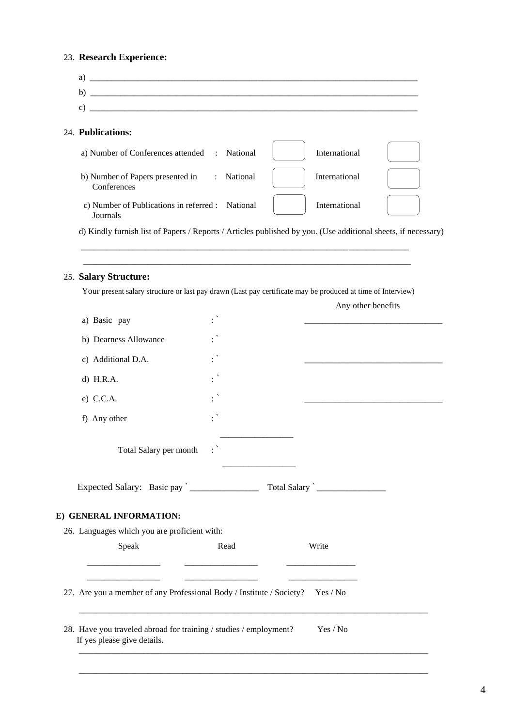23. **Research Experience:**

a) ____________________________________________________________________________

b) ____________________________________________________________________________

c) ____________________________________________________________________________

24. **Publications:**

| | | National | | International | |
|---|---|---|---|---|---|
| a) Number of Conferences attended | : | National | [ ] | International | [ ] |
| b) Number of Papers presented in Conferences | : | National | [ ] | International | [ ] |
| c) Number of Publications in referred Journals | : | National | [ ] | International | [ ] |

d) Kindly furnish list of Papers / Reports / Articles published by you. (Use additional sheets, if necessary)

_____________________________________________________________________________

_____________________________________________________________________________

25. **Salary Structure:**

Your present salary structure or last pay drawn (Last pay certificate may be produced at time of Interview)

| | | Any other benefits |
|---|---|---|
| a) Basic pay | : ` | ________________________________ |
| b) Dearness Allowance | : ` | |
| c) Additional D.A. | : ` | ________________________________ |
| d) H.R.A. | : ` | |
| e) C.C.A. | : ` | ________________________________ |
| f) Any other | : ` | |
| Total Salary per month | : ` | |

Expected Salary: Basic pay ` _______________ Total Salary ` _______________

**E) GENERAL INFORMATION:**

26. Languages which you are proficient with:

| Speak | Read | Write |
|---|---|---|
| ________________ | ________________ | ________________ |
| ________________ | ________________ | ________________ |

27. Are you a member of any Professional Body / Institute / Society? Yes / No

_____________________________________________________________________________

28. Have you traveled abroad for training / studies / employment? Yes / No
If yes please give details.

_____________________________________________________________________________

_____________________________________________________________________________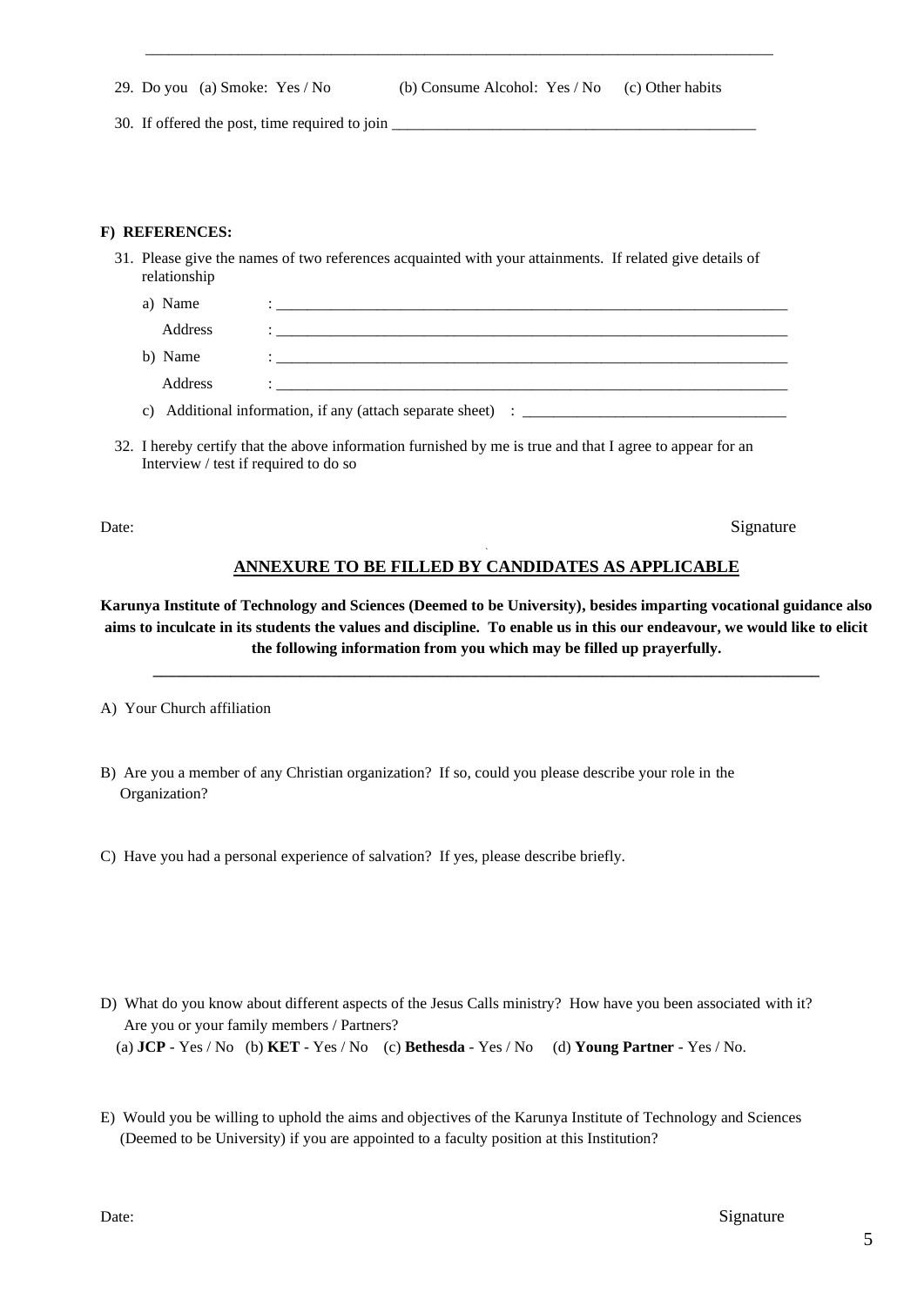29. Do you (a) Smoke: Yes / No (b) Consume Alcohol: Yes / No (c) Other habits

30. If offered the post, time required to join ________________________________________________

**F) REFERENCES:**

31. Please give the names of two references acquainted with your attainments. If related give details of relationship

 a) Name : ______________________________________________________________________

 Address : ______________________________________________________________________

 b) Name : ______________________________________________________________________

 Address : ______________________________________________________________________

 c) Additional information, if any (attach separate sheet) : __________________________________

32. I hereby certify that the above information furnished by me is true and that I agree to appear for an Interview / test if required to do so

Date: Signature

## ANNEXURE TO BE FILLED BY CANDIDATES AS APPLICABLE

**Karunya Institute of Technology and Sciences (Deemed to be University), besides imparting vocational guidance also aims to inculcate in its students the values and discipline. To enable us in this our endeavour, we would like to elicit the following information from you which may be filled up prayerfully.**

A) Your Church affiliation

B) Are you a member of any Christian organization? If so, could you please describe your role in the Organization?

C) Have you had a personal experience of salvation? If yes, please describe briefly.

D) What do you know about different aspects of the Jesus Calls ministry? How have you been associated with it? Are you or your family members / Partners?

 (a) **JCP** - Yes / No (b) **KET** - Yes / No (c) **Bethesda** - Yes / No (d) **Young Partner** - Yes / No.

E) Would you be willing to uphold the aims and objectives of the Karunya Institute of Technology and Sciences (Deemed to be University) if you are appointed to a faculty position at this Institution?

Date: Signature